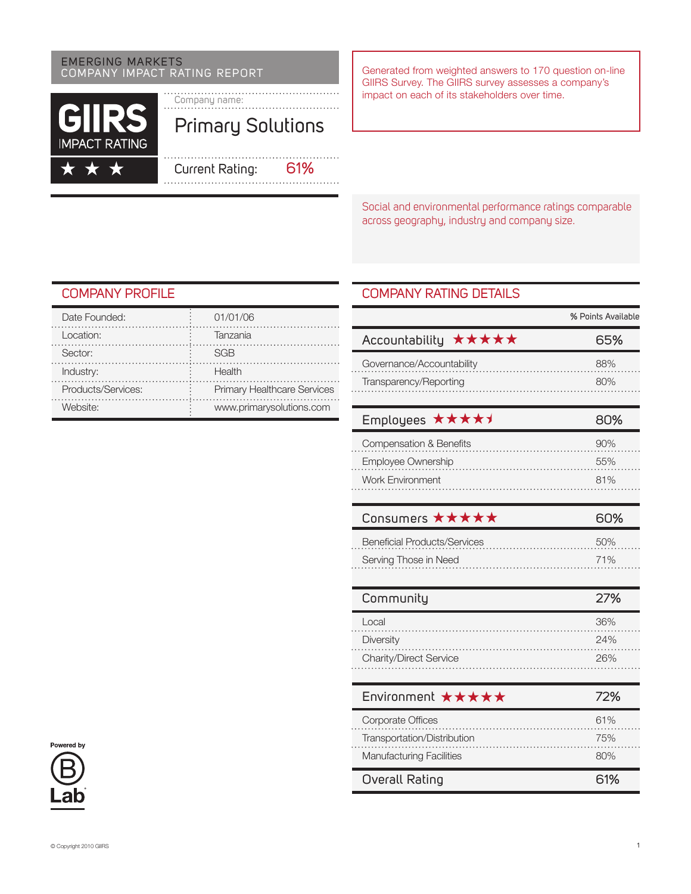EMERGING MARKETS
COMPANY IMPACT RATING REPORT

# GIIRS IMPACT RATING ★ ★ ★

Company name:

## Primary Solutions

Current Rating: 61%

Generated from weighted answers to 170 question on-line GIIRS Survey. The GIIRS survey assesses a company's impact on each of its stakeholders over time.

Social and environmental performance ratings comparable across geography, industry and company size.

## COMPANY PROFILE

| | |
|---|---|
| Date Founded: | 01/01/06 |
| Location: | Tanzania |
| Sector: | SGB |
| Industry: | Health |
| Products/Services: | Primary Healthcare Services |
| Website: | www.primarysolutions.com |

## COMPANY RATING DETAILS

| | % Points Available |
|---|---|
| **Accountability ★★★★★** | **65%** |
| Governance/Accountability | 88% |
| Transparency/Reporting | 80% |
| **Employees ★★★★½** | **80%** |
| Compensation & Benefits | 90% |
| Employee Ownership | 55% |
| Work Environment | 81% |
| **Consumers ★★★★★** | **60%** |
| Beneficial Products/Services | 50% |
| Serving Those in Need | 71% |
| **Community** | **27%** |
| Local | 36% |
| Diversity | 24% |
| Charity/Direct Service | 26% |
| **Environment ★★★★★** | **72%** |
| Corporate Offices | 61% |
| Transportation/Distribution | 75% |
| Manufacturing Facilities | 80% |
| **Overall Rating** | **61%** |

Powered by B Lab

© Copyright 2010 GIIRS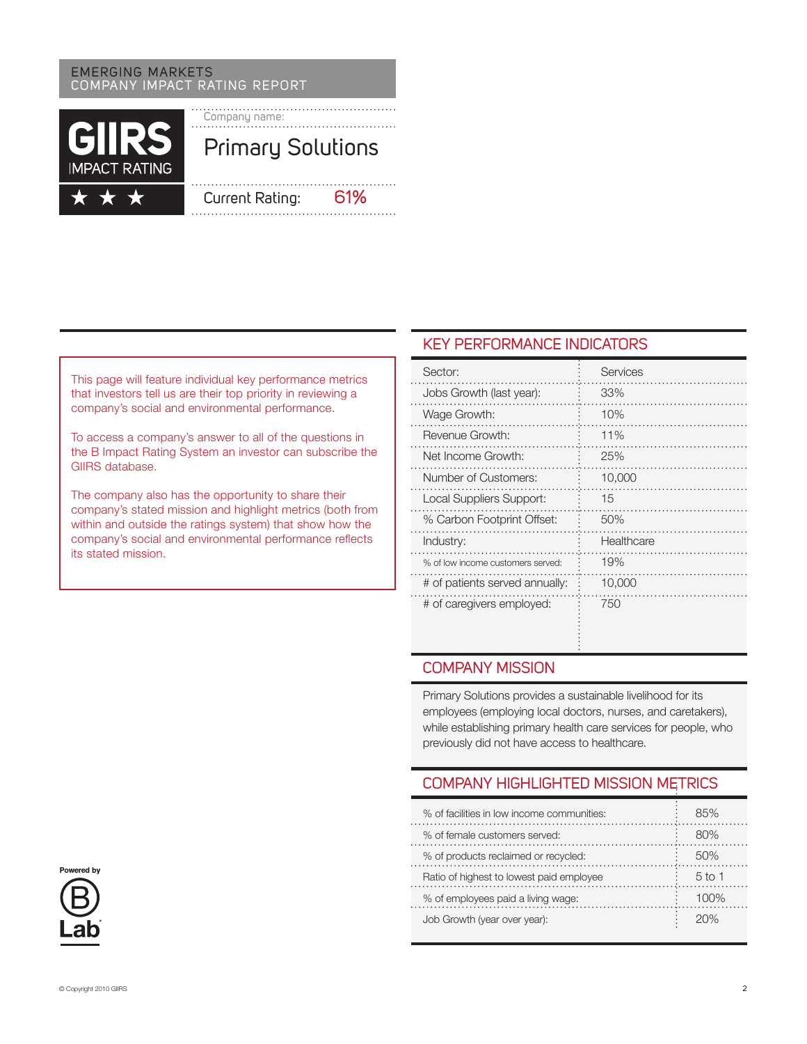EMERGING MARKETS
COMPANY IMPACT RATING REPORT

**GIIRS**
IMPACT RATING
★ ★ ★

Company name:

# Primary Solutions

Current Rating: 61%

This page will feature individual key performance metrics that investors tell us are their top priority in reviewing a company's social and environmental performance.

To access a company's answer to all of the questions in the B Impact Rating System an investor can subscribe the GIIRS database.

The company also has the opportunity to share their company's stated mission and highlight metrics (both from within and outside the ratings system) that show how the company's social and environmental performance reflects its stated mission.

## KEY PERFORMANCE INDICATORS

| | |
|---|---|
| Sector: | Services |
| Jobs Growth (last year): | 33% |
| Wage Growth: | 10% |
| Revenue Growth: | 11% |
| Net Income Growth: | 25% |
| Number of Customers: | 10,000 |
| Local Suppliers Support: | 15 |
| % Carbon Footprint Offset: | 50% |
| Industry: | Healthcare |
| % of low income customers served: | 19% |
| # of patients served annually: | 10,000 |
| # of caregivers employed: | 750 |

## COMPANY MISSION

Primary Solutions provides a sustainable livelihood for its employees (employing local doctors, nurses, and caretakers), while establishing primary health care services for people, who previously did not have access to healthcare.

## COMPANY HIGHLIGHTED MISSION METRICS

| | |
|---|---|
| % of facilities in low income communities: | 85% |
| % of female customers served: | 80% |
| % of products reclaimed or recycled: | 50% |
| Ratio of highest to lowest paid employee | 5 to 1 |
| % of employees paid a living wage: | 100% |
| Job Growth (year over year): | 20% |

Powered by B Lab

© Copyright 2010 GIIRS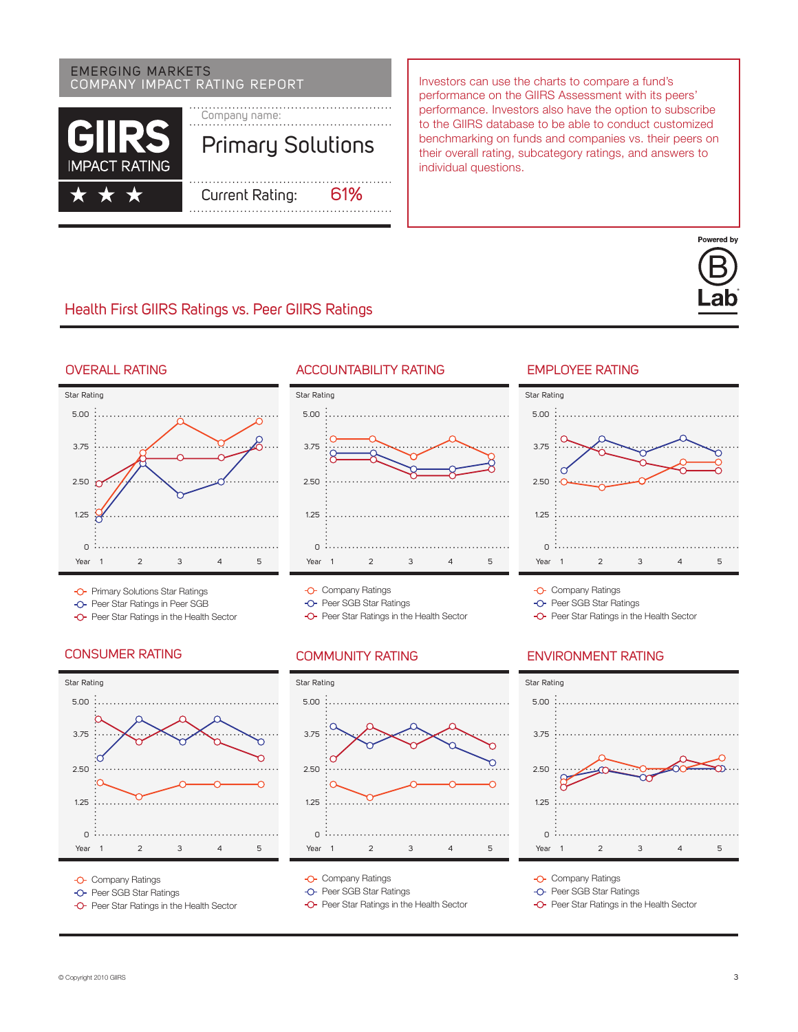EMERGING MARKETS
COMPANY IMPACT RATING REPORT

**GIIRS** IMPACT RATING ★ ★ ★

Company name: **Primary Solutions**

Current Rating: **61%**

Investors can use the charts to compare a fund's performance on the GIIRS Assessment with its peers' performance. Investors also have the option to subscribe to the GIIRS database to be able to conduct customized benchmarking on funds and companies vs. their peers on their overall rating, subcategory ratings, and answers to individual questions.

Powered by B Lab

## Health First GIIRS Ratings vs. Peer GIIRS Ratings

### OVERALL RATING

Star Rating: 5.00, 3.75, 2.50, 1.25, 0
Year: 1, 2, 3, 4, 5

- Primary Solutions Star Ratings
- Peer Star Ratings in Peer SGB
- Peer Star Ratings in the Health Sector

### ACCOUNTABILITY RATING

Star Rating: 5.00, 3.75, 2.50, 1.25, 0
Year: 1, 2, 3, 4, 5

- Company Ratings
- Peer SGB Star Ratings
- Peer Star Ratings in the Health Sector

### EMPLOYEE RATING

Star Rating: 5.00, 3.75, 2.50, 1.25, 0
Year: 1, 2, 3, 4, 5

- Company Ratings
- Peer SGB Star Ratings
- Peer Star Ratings in the Health Sector

### CONSUMER RATING

Star Rating: 5.00, 3.75, 2.50, 1.25, 0
Year: 1, 2, 3, 4, 5

- Company Ratings
- Peer SGB Star Ratings
- Peer Star Ratings in the Health Sector

### COMMUNITY RATING

Star Rating: 5.00, 3.75, 2.50, 1.25, 0
Year: 1, 2, 3, 4, 5

- Company Ratings
- Peer SGB Star Ratings
- Peer Star Ratings in the Health Sector

### ENVIRONMENT RATING

Star Rating: 5.00, 3.75, 2.50, 1.25, 0
Year: 1, 2, 3, 4, 5

- Company Ratings
- Peer SGB Star Ratings
- Peer Star Ratings in the Health Sector

© Copyright 2010 GIIRS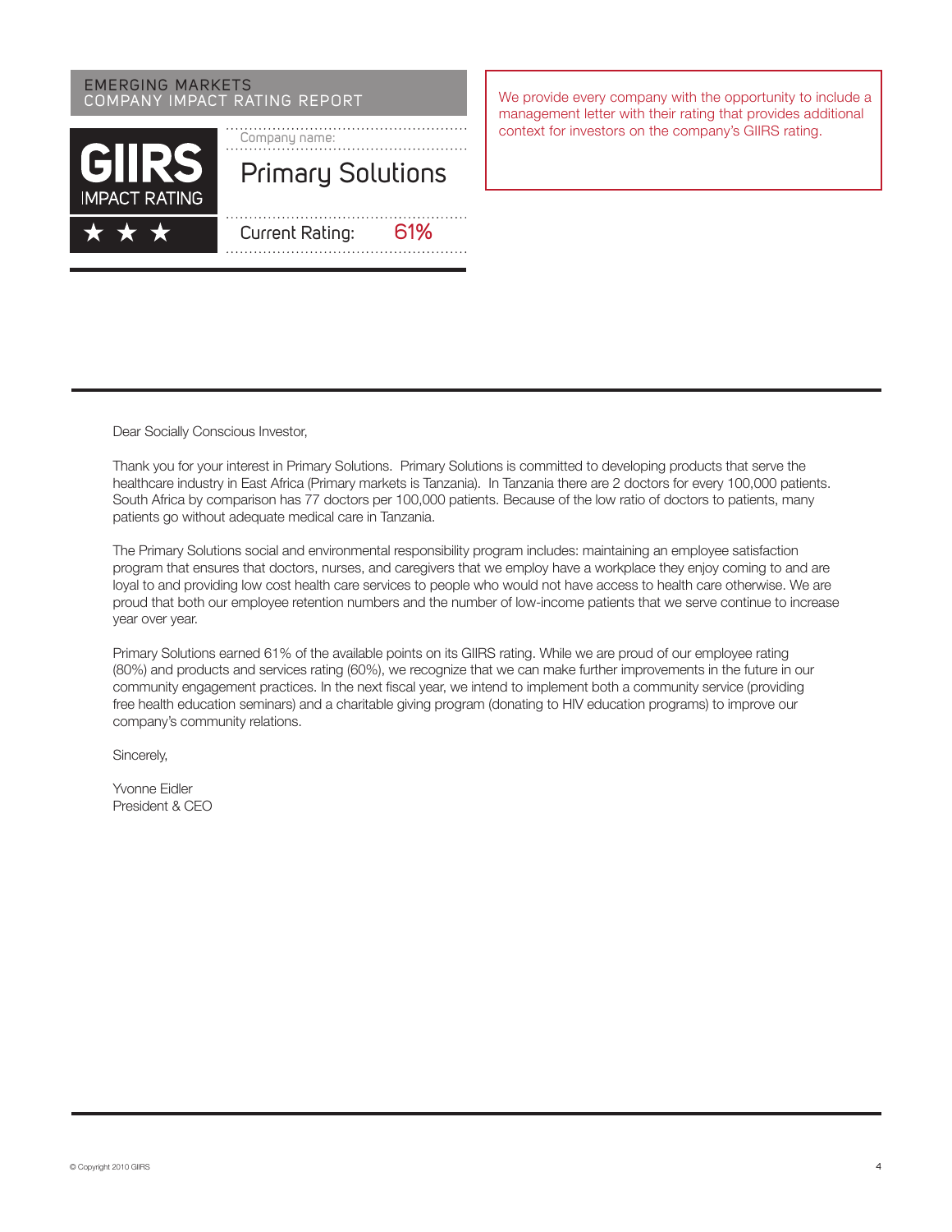EMERGING MARKETS
COMPANY IMPACT RATING REPORT

**GIIRS**
IMPACT RATING
★ ★ ★

Company name:

## Primary Solutions

Current Rating: 61%

We provide every company with the opportunity to include a management letter with their rating that provides additional context for investors on the company's GIIRS rating.

---

Dear Socially Conscious Investor,

Thank you for your interest in Primary Solutions. Primary Solutions is committed to developing products that serve the healthcare industry in East Africa (Primary markets is Tanzania). In Tanzania there are 2 doctors for every 100,000 patients. South Africa by comparison has 77 doctors per 100,000 patients. Because of the low ratio of doctors to patients, many patients go without adequate medical care in Tanzania.

The Primary Solutions social and environmental responsibility program includes: maintaining an employee satisfaction program that ensures that doctors, nurses, and caregivers that we employ have a workplace they enjoy coming to and are loyal to and providing low cost health care services to people who would not have access to health care otherwise. We are proud that both our employee retention numbers and the number of low-income patients that we serve continue to increase year over year.

Primary Solutions earned 61% of the available points on its GIIRS rating. While we are proud of our employee rating (80%) and products and services rating (60%), we recognize that we can make further improvements in the future in our community engagement practices. In the next fiscal year, we intend to implement both a community service (providing free health education seminars) and a charitable giving program (donating to HIV education programs) to improve our company's community relations.

Sincerely,

Yvonne Eidler
President & CEO

© Copyright 2010 GIIRS